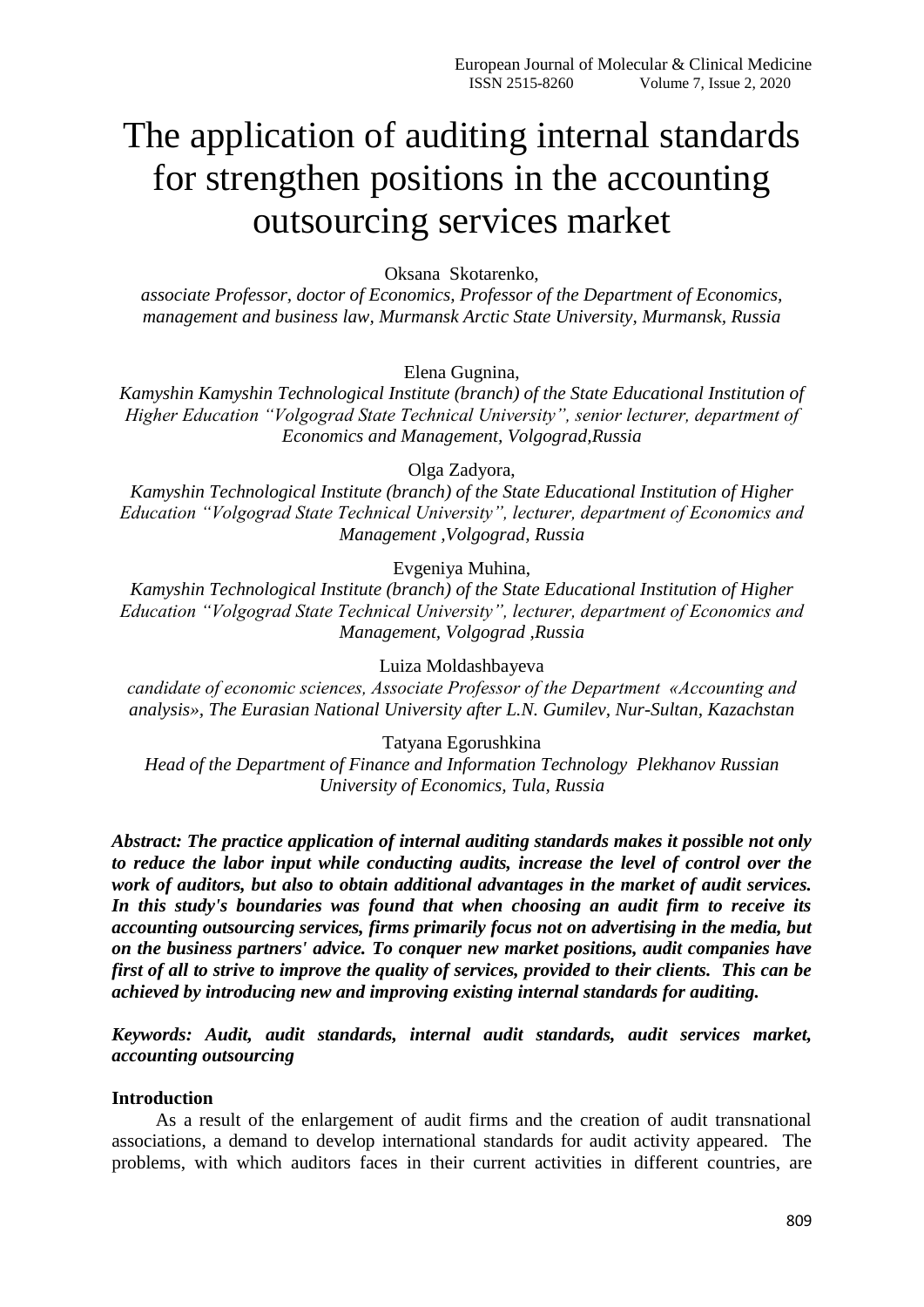# The application of auditing internal standards for strengthen positions in the accounting outsourcing services market

Oksana Skotarenko,

*associate Professor, doctor of Economics, Professor of the Department of Economics, management and business law, Murmansk Arctic State University, Murmansk, Russia*

Elena Gugnina,

*Kamyshin Kamyshin Technological Institute (branch) of the State Educational Institution of Higher Education "Volgograd State Technical University", senior lecturer, department of Economics and Management, Volgograd,Russia*

Olga Zadyora,

*Kamyshin Technological Institute (branch) of the State Educational Institution of Higher Education "Volgograd State Technical University", lecturer, department of Economics and Management ,Volgograd, Russia*

Evgeniya Muhina,

*Kamyshin Technological Institute (branch) of the State Educational Institution of Higher Education "Volgograd State Technical University", lecturer, department of Economics and Management, Volgograd ,Russia*

Luiza Moldashbayeva

*candidate of economic sciences, Associate Professor of the Department «Accounting and analysis», The Eurasian National University after L.N. Gumilev, Nur-Sultan, Kazachstan*

Tatyana Egorushkina

*Head of the Department of Finance and Information Technology Plekhanov Russian University of Economics, Tula, Russia*

***Abstract: The practice application of internal auditing standards makes it possible not only to reduce the labor input while conducting audits, increase the level of control over the work of auditors, but also to obtain additional advantages in the market of audit services. In this study's boundaries was found that when choosing an audit firm to receive its accounting outsourcing services, firms primarily focus not on advertising in the media, but on the business partners' advice. To conquer new market positions, audit companies have first of all to strive to improve the quality of services, provided to their clients. This can be achieved by introducing new and improving existing internal standards for auditing.***

***Keywords: Audit, audit standards, internal audit standards, audit services market, accounting outsourcing***

**Introduction**

As a result of the enlargement of audit firms and the creation of audit transnational associations, a demand to develop international standards for audit activity appeared. The problems, with which auditors faces in their current activities in different countries, are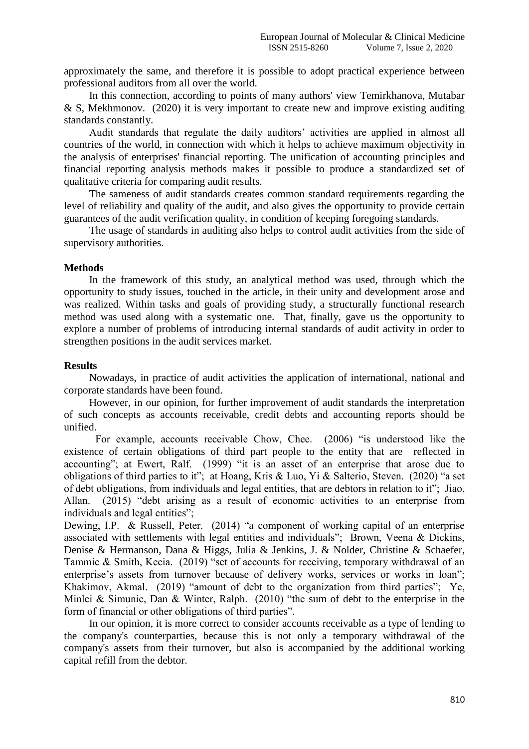approximately the same, and therefore it is possible to adopt practical experience between professional auditors from all over the world.

In this connection, according to points of many authors' view Temirkhanova, Mutabar & S, Mekhmonov. (2020) it is very important to create new and improve existing auditing standards constantly.

Audit standards that regulate the daily auditors' activities are applied in almost all countries of the world, in connection with which it helps to achieve maximum objectivity in the analysis of enterprises' financial reporting. The unification of accounting principles and financial reporting analysis methods makes it possible to produce a standardized set of qualitative criteria for comparing audit results.

The sameness of audit standards creates common standard requirements regarding the level of reliability and quality of the audit, and also gives the opportunity to provide certain guarantees of the audit verification quality, in condition of keeping foregoing standards.

The usage of standards in auditing also helps to control audit activities from the side of supervisory authorities.

## Methods

In the framework of this study, an analytical method was used, through which the opportunity to study issues, touched in the article, in their unity and development arose and was realized. Within tasks and goals of providing study, a structurally functional research method was used along with a systematic one. That, finally, gave us the opportunity to explore a number of problems of introducing internal standards of audit activity in order to strengthen positions in the audit services market.

## Results

Nowadays, in practice of audit activities the application of international, national and corporate standards have been found.

However, in our opinion, for further improvement of audit standards the interpretation of such concepts as accounts receivable, credit debts and accounting reports should be unified.

For example, accounts receivable Chow, Chee. (2006) "is understood like the existence of certain obligations of third part people to the entity that are reflected in accounting"; at Ewert, Ralf. (1999) "it is an asset of an enterprise that arose due to obligations of third parties to it"; at Hoang, Kris & Luo, Yi & Salterio, Steven. (2020) "a set of debt obligations, from individuals and legal entities, that are debtors in relation to it"; Jiao, Allan. (2015) "debt arising as a result of economic activities to an enterprise from individuals and legal entities";

Dewing, I.P. & Russell, Peter. (2014) "a component of working capital of an enterprise associated with settlements with legal entities and individuals"; Brown, Veena & Dickins, Denise & Hermanson, Dana & Higgs, Julia & Jenkins, J. & Nolder, Christine & Schaefer, Tammie & Smith, Kecia. (2019) "set of accounts for receiving, temporary withdrawal of an enterprise's assets from turnover because of delivery works, services or works in loan"; Khakimov, Akmal. (2019) "amount of debt to the organization from third parties"; Ye, Minlei & Simunic, Dan & Winter, Ralph. (2010) "the sum of debt to the enterprise in the form of financial or other obligations of third parties".

In our opinion, it is more correct to consider accounts receivable as a type of lending to the company's counterparties, because this is not only a temporary withdrawal of the company's assets from their turnover, but also is accompanied by the additional working capital refill from the debtor.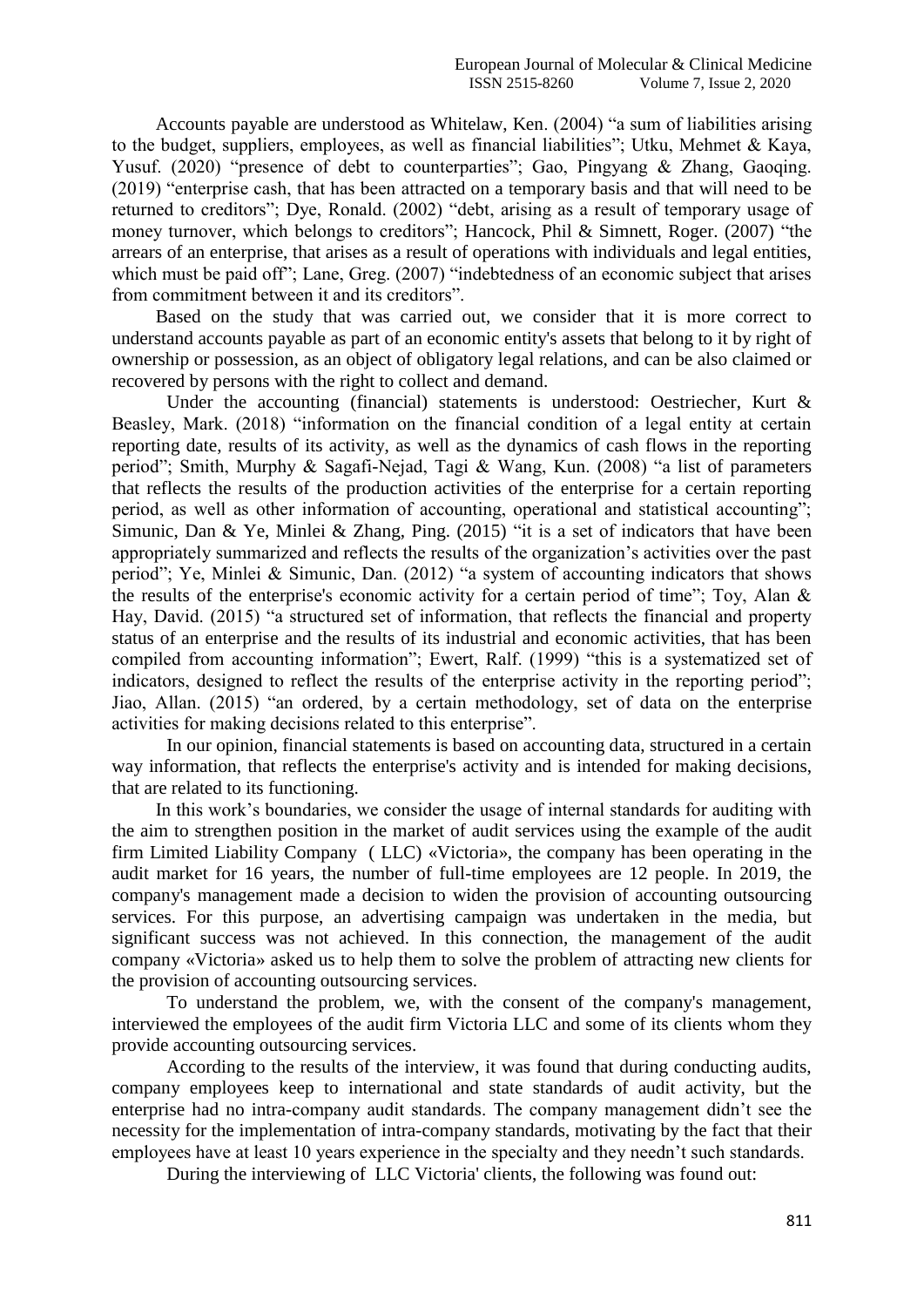Accounts payable are understood as Whitelaw, Ken. (2004) "a sum of liabilities arising to the budget, suppliers, employees, as well as financial liabilities"; Utku, Mehmet & Kaya, Yusuf. (2020) "presence of debt to counterparties"; Gao, Pingyang & Zhang, Gaoqing. (2019) "enterprise cash, that has been attracted on a temporary basis and that will need to be returned to creditors"; Dye, Ronald. (2002) "debt, arising as a result of temporary usage of money turnover, which belongs to creditors"; Hancock, Phil & Simnett, Roger. (2007) "the arrears of an enterprise, that arises as a result of operations with individuals and legal entities, which must be paid off"; Lane, Greg. (2007) "indebtedness of an economic subject that arises from commitment between it and its creditors".

Based on the study that was carried out, we consider that it is more correct to understand accounts payable as part of an economic entity's assets that belong to it by right of ownership or possession, as an object of obligatory legal relations, and can be also claimed or recovered by persons with the right to collect and demand.

Under the accounting (financial) statements is understood: Oestriecher, Kurt & Beasley, Mark. (2018) "information on the financial condition of a legal entity at certain reporting date, results of its activity, as well as the dynamics of cash flows in the reporting period"; Smith, Murphy & Sagafi-Nejad, Tagi & Wang, Kun. (2008) "a list of parameters that reflects the results of the production activities of the enterprise for a certain reporting period, as well as other information of accounting, operational and statistical accounting"; Simunic, Dan & Ye, Minlei & Zhang, Ping. (2015) "it is a set of indicators that have been appropriately summarized and reflects the results of the organization's activities over the past period"; Ye, Minlei & Simunic, Dan. (2012) "a system of accounting indicators that shows the results of the enterprise's economic activity for a certain period of time"; Toy, Alan & Hay, David. (2015) "a structured set of information, that reflects the financial and property status of an enterprise and the results of its industrial and economic activities, that has been compiled from accounting information"; Ewert, Ralf. (1999) "this is a systematized set of indicators, designed to reflect the results of the enterprise activity in the reporting period"; Jiao, Allan. (2015) "an ordered, by a certain methodology, set of data on the enterprise activities for making decisions related to this enterprise".

In our opinion, financial statements is based on accounting data, structured in a certain way information, that reflects the enterprise's activity and is intended for making decisions, that are related to its functioning.

In this work's boundaries, we consider the usage of internal standards for auditing with the aim to strengthen position in the market of audit services using the example of the audit firm Limited Liability Company ( LLC) «Victoria», the company has been operating in the audit market for 16 years, the number of full-time employees are 12 people. In 2019, the company's management made a decision to widen the provision of accounting outsourcing services. For this purpose, an advertising campaign was undertaken in the media, but significant success was not achieved. In this connection, the management of the audit company «Victoria» asked us to help them to solve the problem of attracting new clients for the provision of accounting outsourcing services.

To understand the problem, we, with the consent of the company's management, interviewed the employees of the audit firm Victoria LLC and some of its clients whom they provide accounting outsourcing services.

According to the results of the interview, it was found that during conducting audits, company employees keep to international and state standards of audit activity, but the enterprise had no intra-company audit standards. The company management didn't see the necessity for the implementation of intra-company standards, motivating by the fact that their employees have at least 10 years experience in the specialty and they needn't such standards.

During the interviewing of LLC Victoria' clients, the following was found out: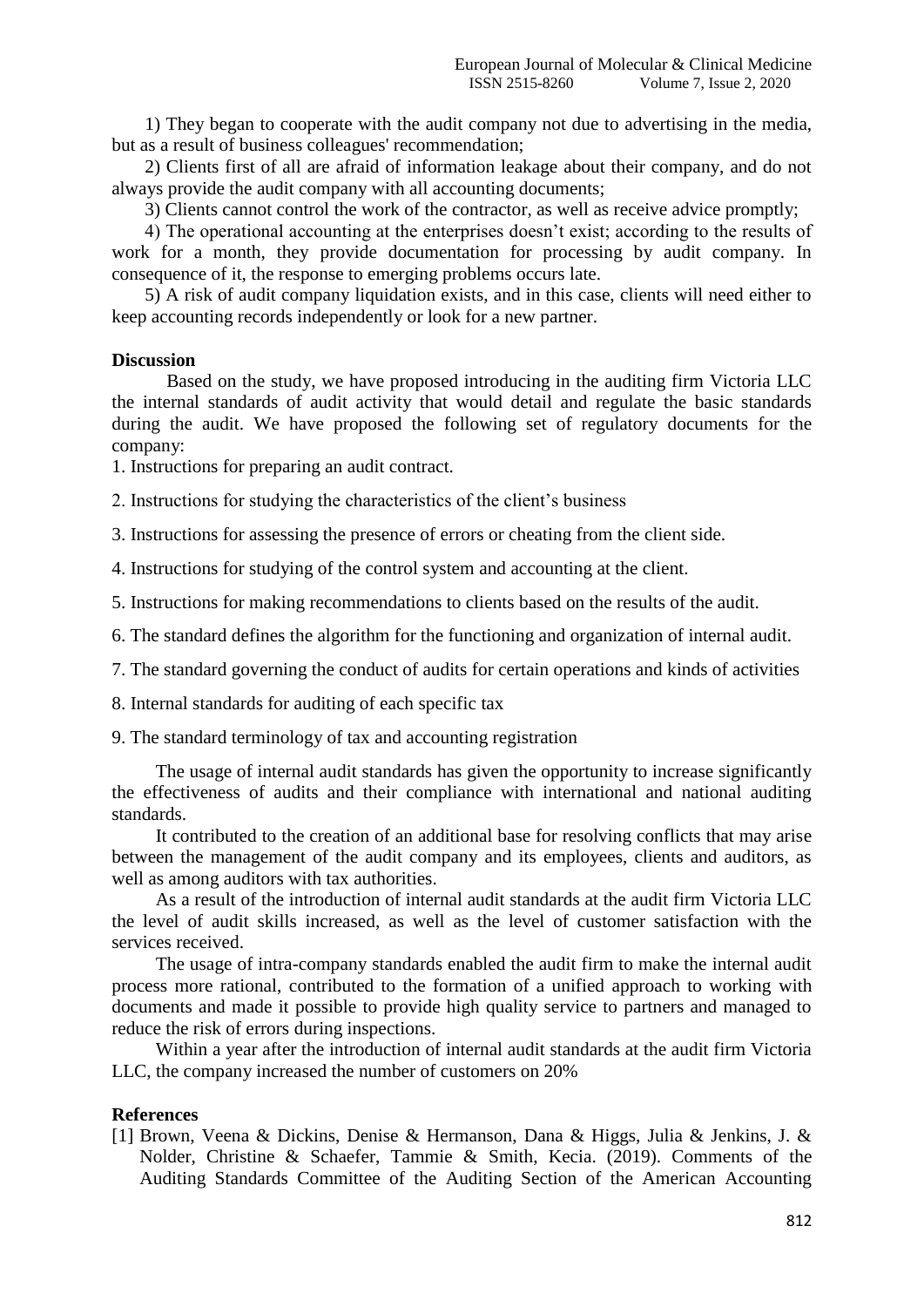1) They began to cooperate with the audit company not due to advertising in the media, but as a result of business colleagues' recommendation;

2) Clients first of all are afraid of information leakage about their company, and do not always provide the audit company with all accounting documents;

3) Clients cannot control the work of the contractor, as well as receive advice promptly;

4) The operational accounting at the enterprises doesn't exist; according to the results of work for a month, they provide documentation for processing by audit company. In consequence of it, the response to emerging problems occurs late.

5) A risk of audit company liquidation exists, and in this case, clients will need either to keep accounting records independently or look for a new partner.

## Discussion

Based on the study, we have proposed introducing in the auditing firm Victoria LLC the internal standards of audit activity that would detail and regulate the basic standards during the audit. We have proposed the following set of regulatory documents for the company:

1. Instructions for preparing an audit contract.

2. Instructions for studying the characteristics of the client's business

3. Instructions for assessing the presence of errors or cheating from the client side.

4. Instructions for studying of the control system and accounting at the client.

5. Instructions for making recommendations to clients based on the results of the audit.

6. The standard defines the algorithm for the functioning and organization of internal audit.

7. The standard governing the conduct of audits for certain operations and kinds of activities

8. Internal standards for auditing of each specific tax

9. The standard terminology of tax and accounting registration

The usage of internal audit standards has given the opportunity to increase significantly the effectiveness of audits and their compliance with international and national auditing standards.

It contributed to the creation of an additional base for resolving conflicts that may arise between the management of the audit company and its employees, clients and auditors, as well as among auditors with tax authorities.

As a result of the introduction of internal audit standards at the audit firm Victoria LLC the level of audit skills increased, as well as the level of customer satisfaction with the services received.

The usage of intra-company standards enabled the audit firm to make the internal audit process more rational, contributed to the formation of a unified approach to working with documents and made it possible to provide high quality service to partners and managed to reduce the risk of errors during inspections.

Within a year after the introduction of internal audit standards at the audit firm Victoria LLC, the company increased the number of customers on 20%

## References

[1] Brown, Veena & Dickins, Denise & Hermanson, Dana & Higgs, Julia & Jenkins, J. & Nolder, Christine & Schaefer, Tammie & Smith, Kecia. (2019). Comments of the Auditing Standards Committee of the Auditing Section of the American Accounting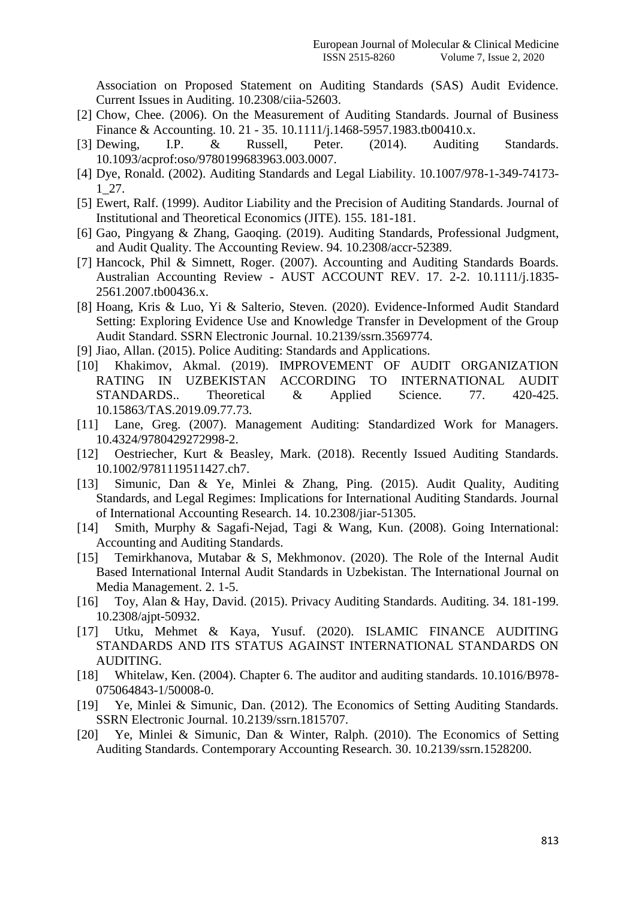Association on Proposed Statement on Auditing Standards (SAS) Audit Evidence. Current Issues in Auditing. 10.2308/ciia-52603.

[2] Chow, Chee. (2006). On the Measurement of Auditing Standards. Journal of Business Finance & Accounting. 10. 21 - 35. 10.1111/j.1468-5957.1983.tb00410.x.

[3] Dewing, I.P. & Russell, Peter. (2014). Auditing Standards. 10.1093/acprof:oso/9780199683963.003.0007.

[4] Dye, Ronald. (2002). Auditing Standards and Legal Liability. 10.1007/978-1-349-74173-1_27.

[5] Ewert, Ralf. (1999). Auditor Liability and the Precision of Auditing Standards. Journal of Institutional and Theoretical Economics (JITE). 155. 181-181.

[6] Gao, Pingyang & Zhang, Gaoqing. (2019). Auditing Standards, Professional Judgment, and Audit Quality. The Accounting Review. 94. 10.2308/accr-52389.

[7] Hancock, Phil & Simnett, Roger. (2007). Accounting and Auditing Standards Boards. Australian Accounting Review - AUST ACCOUNT REV. 17. 2-2. 10.1111/j.1835-2561.2007.tb00436.x.

[8] Hoang, Kris & Luo, Yi & Salterio, Steven. (2020). Evidence-Informed Audit Standard Setting: Exploring Evidence Use and Knowledge Transfer in Development of the Group Audit Standard. SSRN Electronic Journal. 10.2139/ssrn.3569774.

[9] Jiao, Allan. (2015). Police Auditing: Standards and Applications.

[10] Khakimov, Akmal. (2019). IMPROVEMENT OF AUDIT ORGANIZATION RATING IN UZBEKISTAN ACCORDING TO INTERNATIONAL AUDIT STANDARDS.. Theoretical & Applied Science. 77. 420-425. 10.15863/TAS.2019.09.77.73.

[11] Lane, Greg. (2007). Management Auditing: Standardized Work for Managers. 10.4324/9780429272998-2.

[12] Oestriecher, Kurt & Beasley, Mark. (2018). Recently Issued Auditing Standards. 10.1002/9781119511427.ch7.

[13] Simunic, Dan & Ye, Minlei & Zhang, Ping. (2015). Audit Quality, Auditing Standards, and Legal Regimes: Implications for International Auditing Standards. Journal of International Accounting Research. 14. 10.2308/jiar-51305.

[14] Smith, Murphy & Sagafi-Nejad, Tagi & Wang, Kun. (2008). Going International: Accounting and Auditing Standards.

[15] Temirkhanova, Mutabar & S, Mekhmonov. (2020). The Role of the Internal Audit Based International Internal Audit Standards in Uzbekistan. The International Journal on Media Management. 2. 1-5.

[16] Toy, Alan & Hay, David. (2015). Privacy Auditing Standards. Auditing. 34. 181-199. 10.2308/ajpt-50932.

[17] Utku, Mehmet & Kaya, Yusuf. (2020). ISLAMIC FINANCE AUDITING STANDARDS AND ITS STATUS AGAINST INTERNATIONAL STANDARDS ON AUDITING.

[18] Whitelaw, Ken. (2004). Chapter 6. The auditor and auditing standards. 10.1016/B978-075064843-1/50008-0.

[19] Ye, Minlei & Simunic, Dan. (2012). The Economics of Setting Auditing Standards. SSRN Electronic Journal. 10.2139/ssrn.1815707.

[20] Ye, Minlei & Simunic, Dan & Winter, Ralph. (2010). The Economics of Setting Auditing Standards. Contemporary Accounting Research. 30. 10.2139/ssrn.1528200.